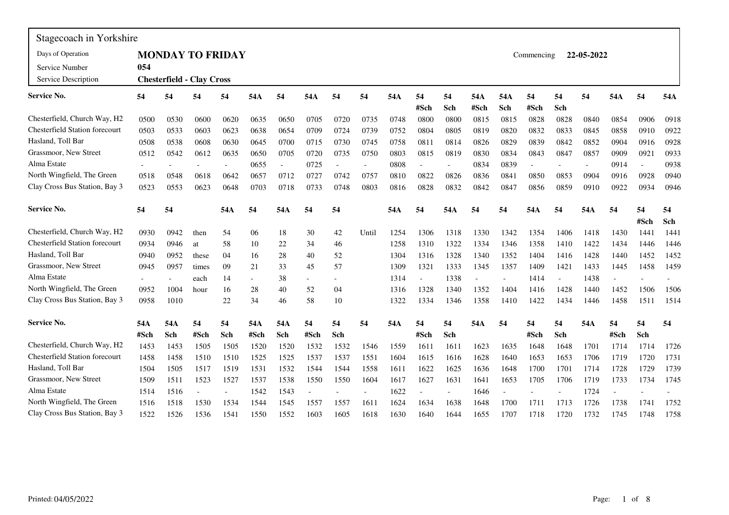Stagecoach in Yorkshire

| | | | | |
|---|---|---|---|---|
| Days of Operation | **MONDAY TO FRIDAY** | | Commencing | **22-05-2022** |
| Service Number | **054** | | | |
| Service Description | **Chesterfield - Clay Cross** | | | |

| **Service No.** | **54** | **54** | **54** | **54** | **54A** | **54** | **54A** | **54** | **54** | **54A** | **54** | **54** | **54A** | **54A** | **54** | **54** | **54** | **54A** | **54** | **54A** |
|---|---|---|---|---|---|---|---|---|---|---|---|---|---|---|---|---|---|---|---|---|
| | | | | | | | | | | | **#Sch** | **Sch** | **#Sch** | **Sch** | **#Sch** | **Sch** | | | | |
| Chesterfield, Church Way, H2 | 0500 | 0530 | 0600 | 0620 | 0635 | 0650 | 0705 | 0720 | 0735 | 0748 | 0800 | 0800 | 0815 | 0815 | 0828 | 0828 | 0840 | 0854 | 0906 | 0918 |
| Chesterfield Station forecourt | 0503 | 0533 | 0603 | 0623 | 0638 | 0654 | 0709 | 0724 | 0739 | 0752 | 0804 | 0805 | 0819 | 0820 | 0832 | 0833 | 0845 | 0858 | 0910 | 0922 |
| Hasland, Toll Bar | 0508 | 0538 | 0608 | 0630 | 0645 | 0700 | 0715 | 0730 | 0745 | 0758 | 0811 | 0814 | 0826 | 0829 | 0839 | 0842 | 0852 | 0904 | 0916 | 0928 |
| Grassmoor, New Street | 0512 | 0542 | 0612 | 0635 | 0650 | 0705 | 0720 | 0735 | 0750 | 0803 | 0815 | 0819 | 0830 | 0834 | 0843 | 0847 | 0857 | 0909 | 0921 | 0933 |
| Alma Estate | - | - | - | - | 0655 | - | 0725 | - | - | 0808 | - | - | 0834 | 0839 | - | - | - | 0914 | - | 0938 |
| North Wingfield, The Green | 0518 | 0548 | 0618 | 0642 | 0657 | 0712 | 0727 | 0742 | 0757 | 0810 | 0822 | 0826 | 0836 | 0841 | 0850 | 0853 | 0904 | 0916 | 0928 | 0940 |
| Clay Cross Bus Station, Bay 3 | 0523 | 0553 | 0623 | 0648 | 0703 | 0718 | 0733 | 0748 | 0803 | 0816 | 0828 | 0832 | 0842 | 0847 | 0856 | 0859 | 0910 | 0922 | 0934 | 0946 |

| **Service No.** | **54** | **54** | | **54A** | **54** | **54A** | **54** | **54** | | **54A** | **54** | **54A** | **54** | **54** | **54A** | **54** | **54A** | **54** | **54** | **54** |
|---|---|---|---|---|---|---|---|---|---|---|---|---|---|---|---|---|---|---|---|---|
| | | | | | | | | | | | | | | | | | | | **#Sch** | **Sch** |
| Chesterfield, Church Way, H2 | 0930 | 0942 | then | 54 | 06 | 18 | 30 | 42 | Until | 1254 | 1306 | 1318 | 1330 | 1342 | 1354 | 1406 | 1418 | 1430 | 1441 | 1441 |
| Chesterfield Station forecourt | 0934 | 0946 | at | 58 | 10 | 22 | 34 | 46 | | 1258 | 1310 | 1322 | 1334 | 1346 | 1358 | 1410 | 1422 | 1434 | 1446 | 1446 |
| Hasland, Toll Bar | 0940 | 0952 | these | 04 | 16 | 28 | 40 | 52 | | 1304 | 1316 | 1328 | 1340 | 1352 | 1404 | 1416 | 1428 | 1440 | 1452 | 1452 |
| Grassmoor, New Street | 0945 | 0957 | times | 09 | 21 | 33 | 45 | 57 | | 1309 | 1321 | 1333 | 1345 | 1357 | 1409 | 1421 | 1433 | 1445 | 1458 | 1459 |
| Alma Estate | - | - | each | 14 | - | 38 | - | - | | 1314 | - | 1338 | - | - | 1414 | - | 1438 | - | - | - |
| North Wingfield, The Green | 0952 | 1004 | hour | 16 | 28 | 40 | 52 | 04 | | 1316 | 1328 | 1340 | 1352 | 1404 | 1416 | 1428 | 1440 | 1452 | 1506 | 1506 |
| Clay Cross Bus Station, Bay 3 | 0958 | 1010 | | 22 | 34 | 46 | 58 | 10 | | 1322 | 1334 | 1346 | 1358 | 1410 | 1422 | 1434 | 1446 | 1458 | 1511 | 1514 |

| **Service No.** | **54A** | **54A** | **54** | **54** | **54A** | **54A** | **54** | **54** | **54** | **54A** | **54** | **54** | **54A** | **54** | **54** | **54** | **54A** | **54** | **54** | **54** |
|---|---|---|---|---|---|---|---|---|---|---|---|---|---|---|---|---|---|---|---|---|
| | **#Sch** | **Sch** | **#Sch** | **Sch** | **#Sch** | **Sch** | **#Sch** | **Sch** | | | **#Sch** | **Sch** | | | **#Sch** | **Sch** | | **#Sch** | **Sch** | |
| Chesterfield, Church Way, H2 | 1453 | 1453 | 1505 | 1505 | 1520 | 1520 | 1532 | 1532 | 1546 | 1559 | 1611 | 1611 | 1623 | 1635 | 1648 | 1648 | 1701 | 1714 | 1714 | 1726 |
| Chesterfield Station forecourt | 1458 | 1458 | 1510 | 1510 | 1525 | 1525 | 1537 | 1537 | 1551 | 1604 | 1615 | 1616 | 1628 | 1640 | 1653 | 1653 | 1706 | 1719 | 1720 | 1731 |
| Hasland, Toll Bar | 1504 | 1505 | 1517 | 1519 | 1531 | 1532 | 1544 | 1544 | 1558 | 1611 | 1622 | 1625 | 1636 | 1648 | 1700 | 1701 | 1714 | 1728 | 1729 | 1739 |
| Grassmoor, New Street | 1509 | 1511 | 1523 | 1527 | 1537 | 1538 | 1550 | 1550 | 1604 | 1617 | 1627 | 1631 | 1641 | 1653 | 1705 | 1706 | 1719 | 1733 | 1734 | 1745 |
| Alma Estate | 1514 | 1516 | - | - | 1542 | 1543 | - | - | - | 1622 | - | - | 1646 | - | - | - | 1724 | - | - | - |
| North Wingfield, The Green | 1516 | 1518 | 1530 | 1534 | 1544 | 1545 | 1557 | 1557 | 1611 | 1624 | 1634 | 1638 | 1648 | 1700 | 1711 | 1713 | 1726 | 1738 | 1741 | 1752 |
| Clay Cross Bus Station, Bay 3 | 1522 | 1526 | 1536 | 1541 | 1550 | 1552 | 1603 | 1605 | 1618 | 1630 | 1640 | 1644 | 1655 | 1707 | 1718 | 1720 | 1732 | 1745 | 1748 | 1758 |

Printed: 04/05/2022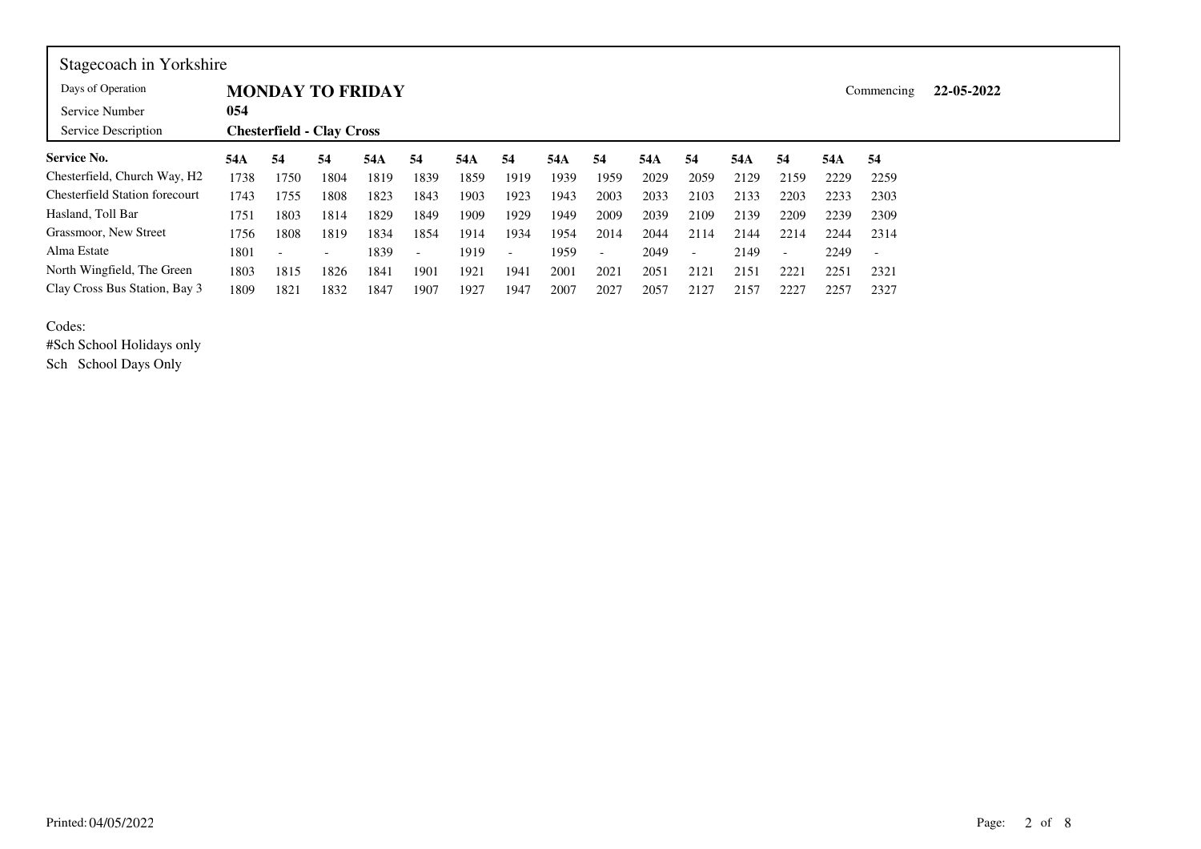Stagecoach in Yorkshire

| | | | |
|---|---|---|---|
| Days of Operation | **MONDAY TO FRIDAY** | Commencing | **22-05-2022** |
| Service Number | **054** | | |
| Service Description | **Chesterfield - Clay Cross** | | |

| **Service No.** | **54A** | **54** | **54** | **54A** | **54** | **54A** | **54** | **54A** | **54** | **54A** | **54** | **54A** | **54** | **54A** | **54** |
|---|---|---|---|---|---|---|---|---|---|---|---|---|---|---|---|
| Chesterfield, Church Way, H2 | 1738 | 1750 | 1804 | 1819 | 1839 | 1859 | 1919 | 1939 | 1959 | 2029 | 2059 | 2129 | 2159 | 2229 | 2259 |
| Chesterfield Station forecourt | 1743 | 1755 | 1808 | 1823 | 1843 | 1903 | 1923 | 1943 | 2003 | 2033 | 2103 | 2133 | 2203 | 2233 | 2303 |
| Hasland, Toll Bar | 1751 | 1803 | 1814 | 1829 | 1849 | 1909 | 1929 | 1949 | 2009 | 2039 | 2109 | 2139 | 2209 | 2239 | 2309 |
| Grassmoor, New Street | 1756 | 1808 | 1819 | 1834 | 1854 | 1914 | 1934 | 1954 | 2014 | 2044 | 2114 | 2144 | 2214 | 2244 | 2314 |
| Alma Estate | 1801 | - | - | 1839 | - | 1919 | - | 1959 | - | 2049 | - | 2149 | - | 2249 | - |
| North Wingfield, The Green | 1803 | 1815 | 1826 | 1841 | 1901 | 1921 | 1941 | 2001 | 2021 | 2051 | 2121 | 2151 | 2221 | 2251 | 2321 |
| Clay Cross Bus Station, Bay 3 | 1809 | 1821 | 1832 | 1847 | 1907 | 1927 | 1947 | 2007 | 2027 | 2057 | 2127 | 2157 | 2227 | 2257 | 2327 |

Codes:

#Sch School Holidays only

Sch School Days Only

Printed: 04/05/2022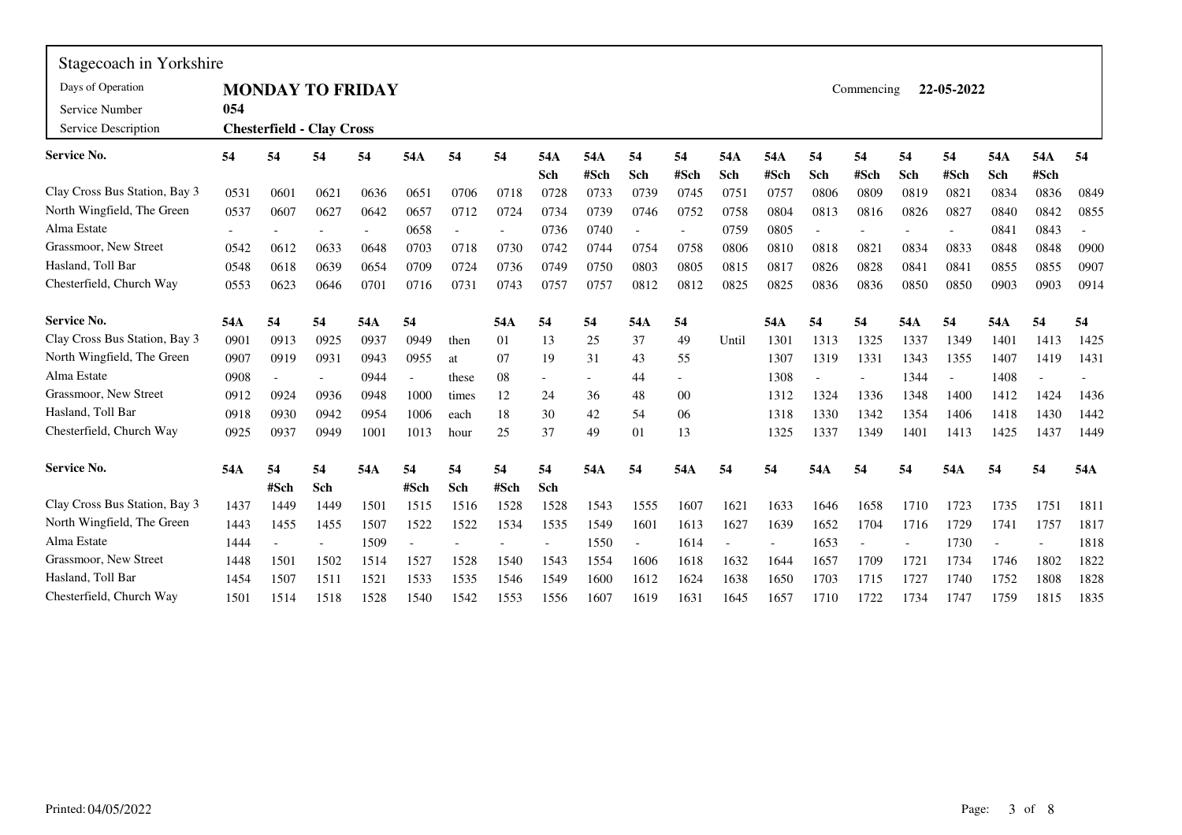Stagecoach in Yorkshire

| | | | |
|---|---|---|---|
| Days of Operation | **MONDAY TO FRIDAY** | Commencing | **22-05-2022** |
| Service Number | **054** | | |
| Service Description | **Chesterfield - Clay Cross** | | |

| Service No. | 54 | 54 | 54 | 54 | 54A | 54 | 54 | 54A Sch | 54A #Sch | 54 Sch | 54 #Sch | 54A Sch | 54A #Sch | 54 Sch | 54 #Sch | 54 Sch | 54 #Sch | 54A Sch | 54A #Sch | 54 |
|---|---|---|---|---|---|---|---|---|---|---|---|---|---|---|---|---|---|---|---|---|
| Clay Cross Bus Station, Bay 3 | 0531 | 0601 | 0621 | 0636 | 0651 | 0706 | 0718 | 0728 | 0733 | 0739 | 0745 | 0751 | 0757 | 0806 | 0809 | 0819 | 0821 | 0834 | 0836 | 0849 |
| North Wingfield, The Green | 0537 | 0607 | 0627 | 0642 | 0657 | 0712 | 0724 | 0734 | 0739 | 0746 | 0752 | 0758 | 0804 | 0813 | 0816 | 0826 | 0827 | 0840 | 0842 | 0855 |
| Alma Estate | - | - | - | - | 0658 | - | - | 0736 | 0740 | - | - | 0759 | 0805 | - | - | - | - | 0841 | 0843 | - |
| Grassmoor, New Street | 0542 | 0612 | 0633 | 0648 | 0703 | 0718 | 0730 | 0742 | 0744 | 0754 | 0758 | 0806 | 0810 | 0818 | 0821 | 0834 | 0833 | 0848 | 0848 | 0900 |
| Hasland, Toll Bar | 0548 | 0618 | 0639 | 0654 | 0709 | 0724 | 0736 | 0749 | 0750 | 0803 | 0805 | 0815 | 0817 | 0826 | 0828 | 0841 | 0841 | 0855 | 0855 | 0907 |
| Chesterfield, Church Way | 0553 | 0623 | 0646 | 0701 | 0716 | 0731 | 0743 | 0757 | 0757 | 0812 | 0812 | 0825 | 0825 | 0836 | 0836 | 0850 | 0850 | 0903 | 0903 | 0914 |

| Service No. | 54A | 54 | 54 | 54A | 54 | | 54A | 54 | 54 | 54A | 54 | | 54A | 54 | 54 | 54A | 54 | 54A | 54 | 54 |
|---|---|---|---|---|---|---|---|---|---|---|---|---|---|---|---|---|---|---|---|---|
| Clay Cross Bus Station, Bay 3 | 0901 | 0913 | 0925 | 0937 | 0949 | then | 01 | 13 | 25 | 37 | 49 | Until | 1301 | 1313 | 1325 | 1337 | 1349 | 1401 | 1413 | 1425 |
| North Wingfield, The Green | 0907 | 0919 | 0931 | 0943 | 0955 | at | 07 | 19 | 31 | 43 | 55 | | 1307 | 1319 | 1331 | 1343 | 1355 | 1407 | 1419 | 1431 |
| Alma Estate | 0908 | - | - | 0944 | - | these | 08 | - | - | 44 | - | | 1308 | - | - | 1344 | - | 1408 | - | - |
| Grassmoor, New Street | 0912 | 0924 | 0936 | 0948 | 1000 | times | 12 | 24 | 36 | 48 | 00 | | 1312 | 1324 | 1336 | 1348 | 1400 | 1412 | 1424 | 1436 |
| Hasland, Toll Bar | 0918 | 0930 | 0942 | 0954 | 1006 | each | 18 | 30 | 42 | 54 | 06 | | 1318 | 1330 | 1342 | 1354 | 1406 | 1418 | 1430 | 1442 |
| Chesterfield, Church Way | 0925 | 0937 | 0949 | 1001 | 1013 | hour | 25 | 37 | 49 | 01 | 13 | | 1325 | 1337 | 1349 | 1401 | 1413 | 1425 | 1437 | 1449 |

| Service No. | 54A | 54 #Sch | 54 Sch | 54A | 54 #Sch | 54 Sch | 54 #Sch | 54 Sch | 54A | 54 | 54A | 54 | 54 | 54A | 54 | 54 | 54A | 54 | 54 | 54A |
|---|---|---|---|---|---|---|---|---|---|---|---|---|---|---|---|---|---|---|---|---|
| Clay Cross Bus Station, Bay 3 | 1437 | 1449 | 1449 | 1501 | 1515 | 1516 | 1528 | 1528 | 1543 | 1555 | 1607 | 1621 | 1633 | 1646 | 1658 | 1710 | 1723 | 1735 | 1751 | 1811 |
| North Wingfield, The Green | 1443 | 1455 | 1455 | 1507 | 1522 | 1522 | 1534 | 1535 | 1549 | 1601 | 1613 | 1627 | 1639 | 1652 | 1704 | 1716 | 1729 | 1741 | 1757 | 1817 |
| Alma Estate | 1444 | - | - | 1509 | - | - | - | - | 1550 | - | 1614 | - | - | 1653 | - | - | 1730 | - | - | 1818 |
| Grassmoor, New Street | 1448 | 1501 | 1502 | 1514 | 1527 | 1528 | 1540 | 1543 | 1554 | 1606 | 1618 | 1632 | 1644 | 1657 | 1709 | 1721 | 1734 | 1746 | 1802 | 1822 |
| Hasland, Toll Bar | 1454 | 1507 | 1511 | 1521 | 1533 | 1535 | 1546 | 1549 | 1600 | 1612 | 1624 | 1638 | 1650 | 1703 | 1715 | 1727 | 1740 | 1752 | 1808 | 1828 |
| Chesterfield, Church Way | 1501 | 1514 | 1518 | 1528 | 1540 | 1542 | 1553 | 1556 | 1607 | 1619 | 1631 | 1645 | 1657 | 1710 | 1722 | 1734 | 1747 | 1759 | 1815 | 1835 |

Printed: 04/05/2022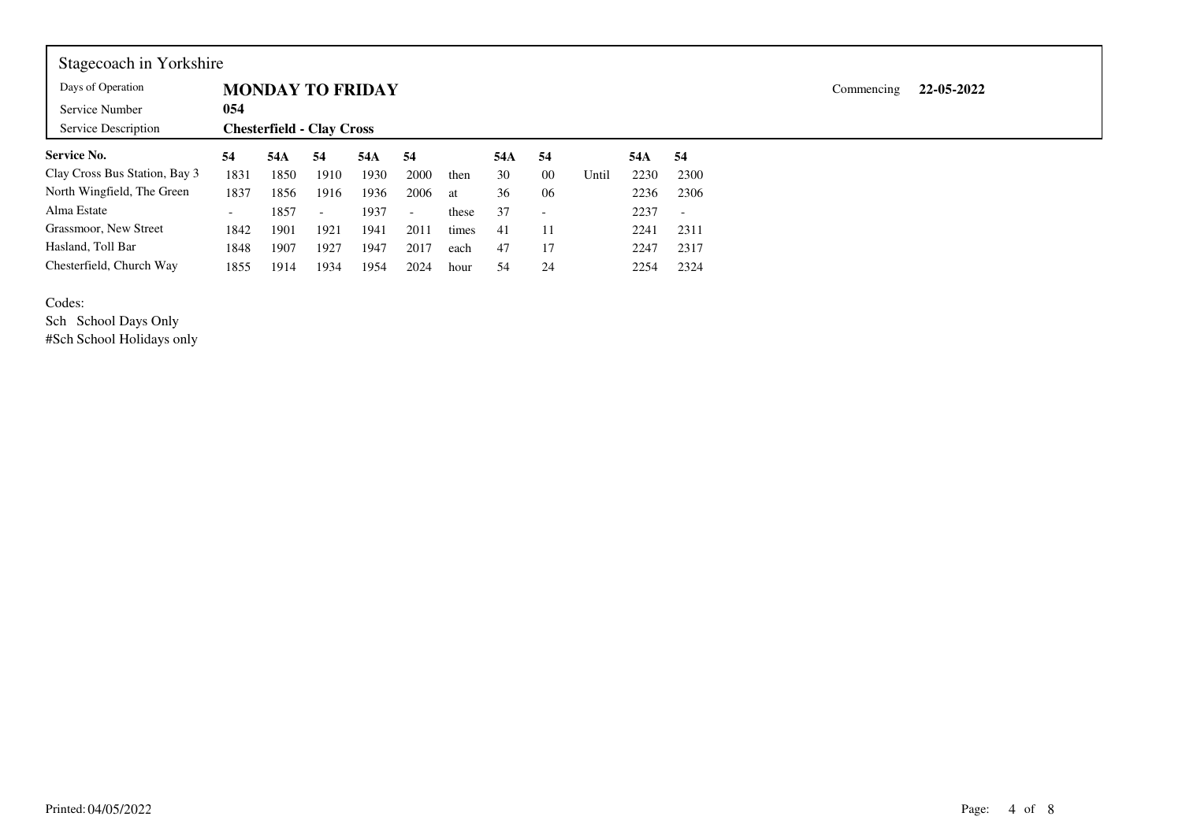Stagecoach in Yorkshire

| | | | |
|---|---|---|---|
| Days of Operation | **MONDAY TO FRIDAY** | Commencing | **22-05-2022** |
| Service Number | **054** | | |
| Service Description | **Chesterfield - Clay Cross** | | |

| **Service No.** | **54** | **54A** | **54** | **54A** | **54** | | **54A** | **54** | | **54A** | **54** |
|---|---|---|---|---|---|---|---|---|---|---|---|
| Clay Cross Bus Station, Bay 3 | 1831 | 1850 | 1910 | 1930 | 2000 | then | 30 | 00 | Until | 2230 | 2300 |
| North Wingfield, The Green | 1837 | 1856 | 1916 | 1936 | 2006 | at | 36 | 06 | | 2236 | 2306 |
| Alma Estate | - | 1857 | - | 1937 | - | these | 37 | - | | 2237 | - |
| Grassmoor, New Street | 1842 | 1901 | 1921 | 1941 | 2011 | times | 41 | 11 | | 2241 | 2311 |
| Hasland, Toll Bar | 1848 | 1907 | 1927 | 1947 | 2017 | each | 47 | 17 | | 2247 | 2317 |
| Chesterfield, Church Way | 1855 | 1914 | 1934 | 1954 | 2024 | hour | 54 | 24 | | 2254 | 2324 |

Codes:

Sch School Days Only

#Sch School Holidays only

Printed: 04/05/2022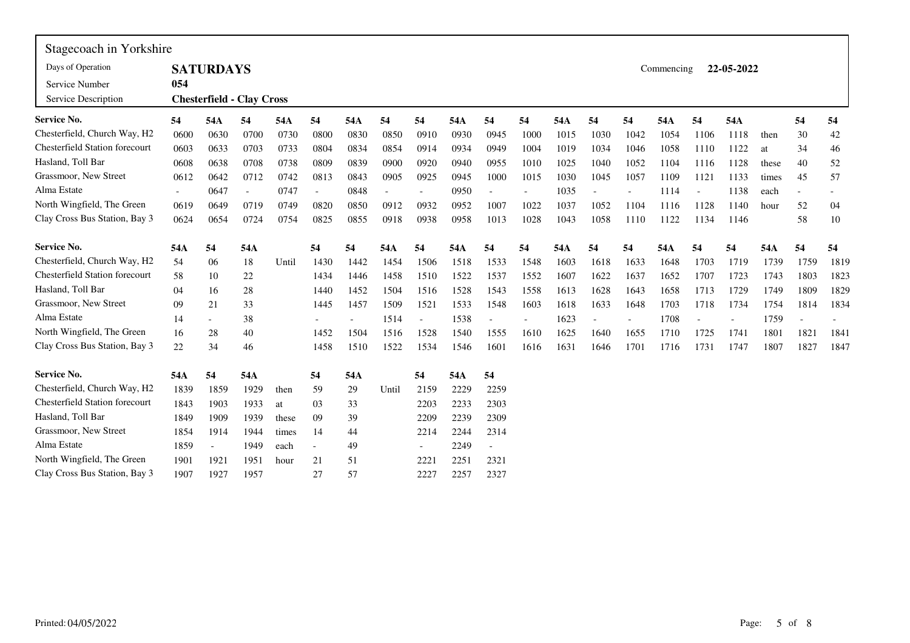Stagecoach in Yorkshire

| Days of Operation | **SATURDAYS** | Commencing | **22-05-2022** |
|---|---|---|---|
| Service Number | **054** | | |
| Service Description | **Chesterfield - Clay Cross** | | |

| **Service No.** | **54** | **54A** | **54** | **54A** | **54** | **54A** | **54** | **54** | **54A** | **54** | **54** | **54A** | **54** | **54** | **54A** | **54** | **54A** | | **54** | **54** |
|---|---|---|---|---|---|---|---|---|---|---|---|---|---|---|---|---|---|---|---|---|
| Chesterfield, Church Way, H2 | 0600 | 0630 | 0700 | 0730 | 0800 | 0830 | 0850 | 0910 | 0930 | 0945 | 1000 | 1015 | 1030 | 1042 | 1054 | 1106 | 1118 | then | 30 | 42 |
| Chesterfield Station forecourt | 0603 | 0633 | 0703 | 0733 | 0804 | 0834 | 0854 | 0914 | 0934 | 0949 | 1004 | 1019 | 1034 | 1046 | 1058 | 1110 | 1122 | at | 34 | 46 |
| Hasland, Toll Bar | 0608 | 0638 | 0708 | 0738 | 0809 | 0839 | 0900 | 0920 | 0940 | 0955 | 1010 | 1025 | 1040 | 1052 | 1104 | 1116 | 1128 | these | 40 | 52 |
| Grassmoor, New Street | 0612 | 0642 | 0712 | 0742 | 0813 | 0843 | 0905 | 0925 | 0945 | 1000 | 1015 | 1030 | 1045 | 1057 | 1109 | 1121 | 1133 | times | 45 | 57 |
| Alma Estate | - | 0647 | - | 0747 | - | 0848 | - | - | 0950 | - | - | 1035 | - | - | 1114 | - | 1138 | each | - | - |
| North Wingfield, The Green | 0619 | 0649 | 0719 | 0749 | 0820 | 0850 | 0912 | 0932 | 0952 | 1007 | 1022 | 1037 | 1052 | 1104 | 1116 | 1128 | 1140 | hour | 52 | 04 |
| Clay Cross Bus Station, Bay 3 | 0624 | 0654 | 0724 | 0754 | 0825 | 0855 | 0918 | 0938 | 0958 | 1013 | 1028 | 1043 | 1058 | 1110 | 1122 | 1134 | 1146 | | 58 | 10 |

| **Service No.** | **54A** | **54** | **54A** | | **54** | **54** | **54A** | **54** | **54A** | **54** | **54** | **54A** | **54** | **54** | **54A** | **54** | **54** | **54A** | **54** | **54** |
|---|---|---|---|---|---|---|---|---|---|---|---|---|---|---|---|---|---|---|---|---|
| Chesterfield, Church Way, H2 | 54 | 06 | 18 | Until | 1430 | 1442 | 1454 | 1506 | 1518 | 1533 | 1548 | 1603 | 1618 | 1633 | 1648 | 1703 | 1719 | 1739 | 1759 | 1819 |
| Chesterfield Station forecourt | 58 | 10 | 22 | | 1434 | 1446 | 1458 | 1510 | 1522 | 1537 | 1552 | 1607 | 1622 | 1637 | 1652 | 1707 | 1723 | 1743 | 1803 | 1823 |
| Hasland, Toll Bar | 04 | 16 | 28 | | 1440 | 1452 | 1504 | 1516 | 1528 | 1543 | 1558 | 1613 | 1628 | 1643 | 1658 | 1713 | 1729 | 1749 | 1809 | 1829 |
| Grassmoor, New Street | 09 | 21 | 33 | | 1445 | 1457 | 1509 | 1521 | 1533 | 1548 | 1603 | 1618 | 1633 | 1648 | 1703 | 1718 | 1734 | 1754 | 1814 | 1834 |
| Alma Estate | 14 | - | 38 | | - | - | 1514 | - | 1538 | - | - | 1623 | - | - | 1708 | - | - | 1759 | - | - |
| North Wingfield, The Green | 16 | 28 | 40 | | 1452 | 1504 | 1516 | 1528 | 1540 | 1555 | 1610 | 1625 | 1640 | 1655 | 1710 | 1725 | 1741 | 1801 | 1821 | 1841 |
| Clay Cross Bus Station, Bay 3 | 22 | 34 | 46 | | 1458 | 1510 | 1522 | 1534 | 1546 | 1601 | 1616 | 1631 | 1646 | 1701 | 1716 | 1731 | 1747 | 1807 | 1827 | 1847 |

| **Service No.** | **54A** | **54** | **54A** | | **54** | **54A** | | **54** | **54A** | **54** |
|---|---|---|---|---|---|---|---|---|---|---|
| Chesterfield, Church Way, H2 | 1839 | 1859 | 1929 | then | 59 | 29 | Until | 2159 | 2229 | 2259 |
| Chesterfield Station forecourt | 1843 | 1903 | 1933 | at | 03 | 33 | | 2203 | 2233 | 2303 |
| Hasland, Toll Bar | 1849 | 1909 | 1939 | these | 09 | 39 | | 2209 | 2239 | 2309 |
| Grassmoor, New Street | 1854 | 1914 | 1944 | times | 14 | 44 | | 2214 | 2244 | 2314 |
| Alma Estate | 1859 | - | 1949 | each | - | 49 | | - | 2249 | - |
| North Wingfield, The Green | 1901 | 1921 | 1951 | hour | 21 | 51 | | 2221 | 2251 | 2321 |
| Clay Cross Bus Station, Bay 3 | 1907 | 1927 | 1957 | | 27 | 57 | | 2227 | 2257 | 2327 |

Printed: 04/05/2022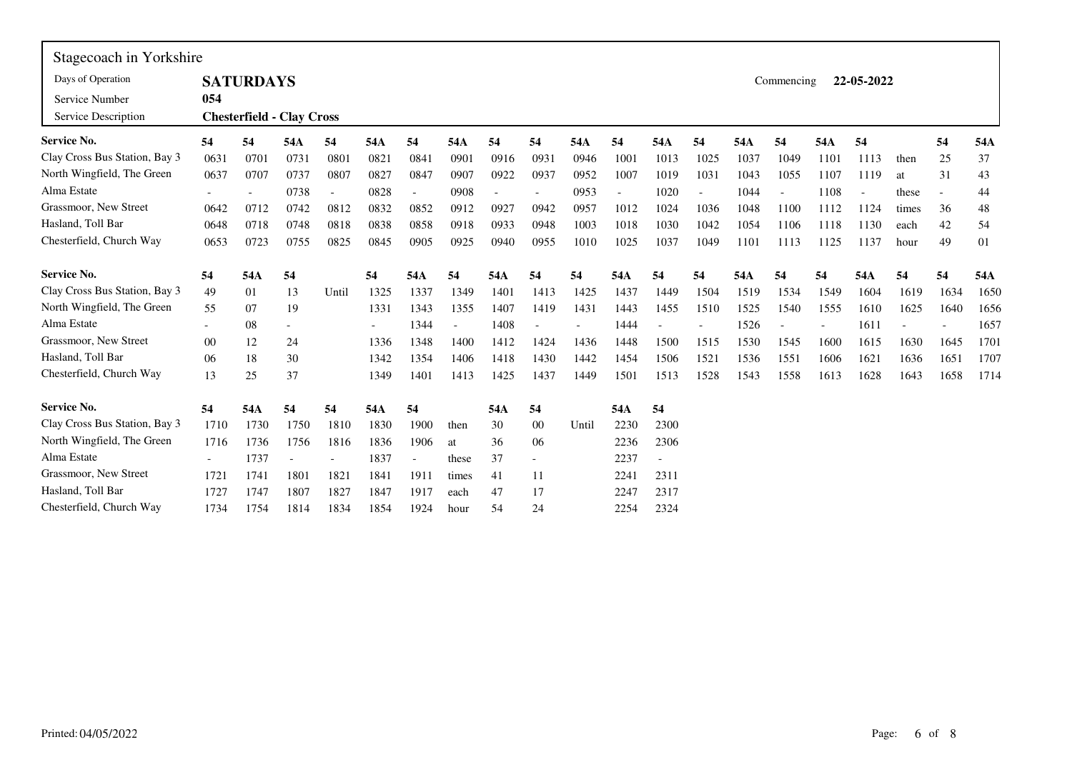Stagecoach in Yorkshire

| | | | |
|---|---|---|---|
| Days of Operation | **SATURDAYS** | Commencing | **22-05-2022** |
| Service Number | **054** | | |
| Service Description | **Chesterfield - Clay Cross** | | |

| Service No. | 54 | 54 | 54A | 54 | 54A | 54 | 54A | 54 | 54 | 54A | 54 | 54A | 54 | 54A | 54 | 54A | 54 | | 54 | 54A |
|---|---|---|---|---|---|---|---|---|---|---|---|---|---|---|---|---|---|---|---|---|
| Clay Cross Bus Station, Bay 3 | 0631 | 0701 | 0731 | 0801 | 0821 | 0841 | 0901 | 0916 | 0931 | 0946 | 1001 | 1013 | 1025 | 1037 | 1049 | 1101 | 1113 | then | 25 | 37 |
| North Wingfield, The Green | 0637 | 0707 | 0737 | 0807 | 0827 | 0847 | 0907 | 0922 | 0937 | 0952 | 1007 | 1019 | 1031 | 1043 | 1055 | 1107 | 1119 | at | 31 | 43 |
| Alma Estate | - | - | 0738 | - | 0828 | - | 0908 | - | - | 0953 | - | 1020 | - | 1044 | - | 1108 | - | these | - | 44 |
| Grassmoor, New Street | 0642 | 0712 | 0742 | 0812 | 0832 | 0852 | 0912 | 0927 | 0942 | 0957 | 1012 | 1024 | 1036 | 1048 | 1100 | 1112 | 1124 | times | 36 | 48 |
| Hasland, Toll Bar | 0648 | 0718 | 0748 | 0818 | 0838 | 0858 | 0918 | 0933 | 0948 | 1003 | 1018 | 1030 | 1042 | 1054 | 1106 | 1118 | 1130 | each | 42 | 54 |
| Chesterfield, Church Way | 0653 | 0723 | 0755 | 0825 | 0845 | 0905 | 0925 | 0940 | 0955 | 1010 | 1025 | 1037 | 1049 | 1101 | 1113 | 1125 | 1137 | hour | 49 | 01 |

| Service No. | 54 | 54A | 54 | | 54 | 54A | 54 | 54A | 54 | 54 | 54A | 54 | 54 | 54A | 54 | 54 | 54A | 54 | 54 | 54A |
|---|---|---|---|---|---|---|---|---|---|---|---|---|---|---|---|---|---|---|---|---|
| Clay Cross Bus Station, Bay 3 | 49 | 01 | 13 | Until | 1325 | 1337 | 1349 | 1401 | 1413 | 1425 | 1437 | 1449 | 1504 | 1519 | 1534 | 1549 | 1604 | 1619 | 1634 | 1650 |
| North Wingfield, The Green | 55 | 07 | 19 | | 1331 | 1343 | 1355 | 1407 | 1419 | 1431 | 1443 | 1455 | 1510 | 1525 | 1540 | 1555 | 1610 | 1625 | 1640 | 1656 |
| Alma Estate | - | 08 | - | | - | 1344 | - | 1408 | - | - | 1444 | - | - | 1526 | - | - | 1611 | - | - | 1657 |
| Grassmoor, New Street | 00 | 12 | 24 | | 1336 | 1348 | 1400 | 1412 | 1424 | 1436 | 1448 | 1500 | 1515 | 1530 | 1545 | 1600 | 1615 | 1630 | 1645 | 1701 |
| Hasland, Toll Bar | 06 | 18 | 30 | | 1342 | 1354 | 1406 | 1418 | 1430 | 1442 | 1454 | 1506 | 1521 | 1536 | 1551 | 1606 | 1621 | 1636 | 1651 | 1707 |
| Chesterfield, Church Way | 13 | 25 | 37 | | 1349 | 1401 | 1413 | 1425 | 1437 | 1449 | 1501 | 1513 | 1528 | 1543 | 1558 | 1613 | 1628 | 1643 | 1658 | 1714 |

| Service No. | 54 | 54A | 54 | 54 | 54A | 54 | | 54A | 54 | | 54A | 54 |
|---|---|---|---|---|---|---|---|---|---|---|---|---|
| Clay Cross Bus Station, Bay 3 | 1710 | 1730 | 1750 | 1810 | 1830 | 1900 | then | 30 | 00 | Until | 2230 | 2300 |
| North Wingfield, The Green | 1716 | 1736 | 1756 | 1816 | 1836 | 1906 | at | 36 | 06 | | 2236 | 2306 |
| Alma Estate | - | 1737 | - | - | 1837 | - | these | 37 | - | | 2237 | - |
| Grassmoor, New Street | 1721 | 1741 | 1801 | 1821 | 1841 | 1911 | times | 41 | 11 | | 2241 | 2311 |
| Hasland, Toll Bar | 1727 | 1747 | 1807 | 1827 | 1847 | 1917 | each | 47 | 17 | | 2247 | 2317 |
| Chesterfield, Church Way | 1734 | 1754 | 1814 | 1834 | 1854 | 1924 | hour | 54 | 24 | | 2254 | 2324 |

Printed: 04/05/2022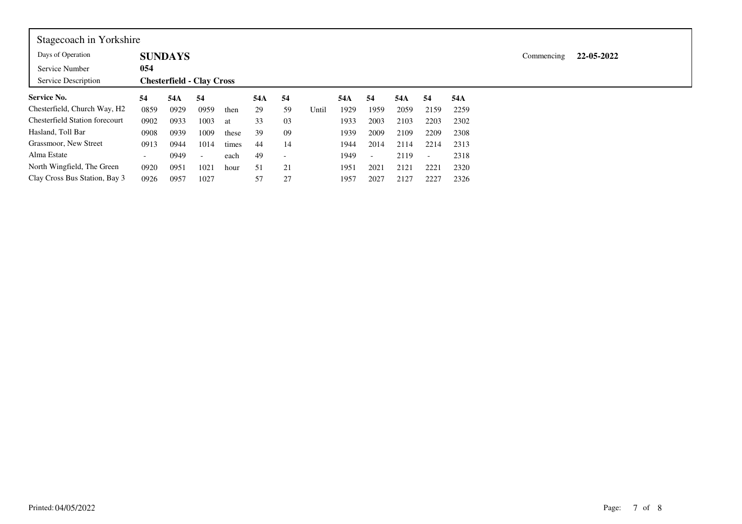Stagecoach in Yorkshire

| | | | |
|---|---|---|---|
| Days of Operation | **SUNDAYS** | Commencing | **22-05-2022** |
| Service Number | **054** | | |
| Service Description | **Chesterfield - Clay Cross** | | |

| **Service No.** | **54** | **54A** | **54** | | **54A** | **54** | | **54A** | **54** | **54A** | **54** | **54A** |
|---|---|---|---|---|---|---|---|---|---|---|---|---|
| Chesterfield, Church Way, H2 | 0859 | 0929 | 0959 | then | 29 | 59 | Until | 1929 | 1959 | 2059 | 2159 | 2259 |
| Chesterfield Station forecourt | 0902 | 0933 | 1003 | at | 33 | 03 | | 1933 | 2003 | 2103 | 2203 | 2302 |
| Hasland, Toll Bar | 0908 | 0939 | 1009 | these | 39 | 09 | | 1939 | 2009 | 2109 | 2209 | 2308 |
| Grassmoor, New Street | 0913 | 0944 | 1014 | times | 44 | 14 | | 1944 | 2014 | 2114 | 2214 | 2313 |
| Alma Estate | - | 0949 | - | each | 49 | - | | 1949 | - | 2119 | - | 2318 |
| North Wingfield, The Green | 0920 | 0951 | 1021 | hour | 51 | 21 | | 1951 | 2021 | 2121 | 2221 | 2320 |
| Clay Cross Bus Station, Bay 3 | 0926 | 0957 | 1027 | | 57 | 27 | | 1957 | 2027 | 2127 | 2227 | 2326 |

Printed: 04/05/2022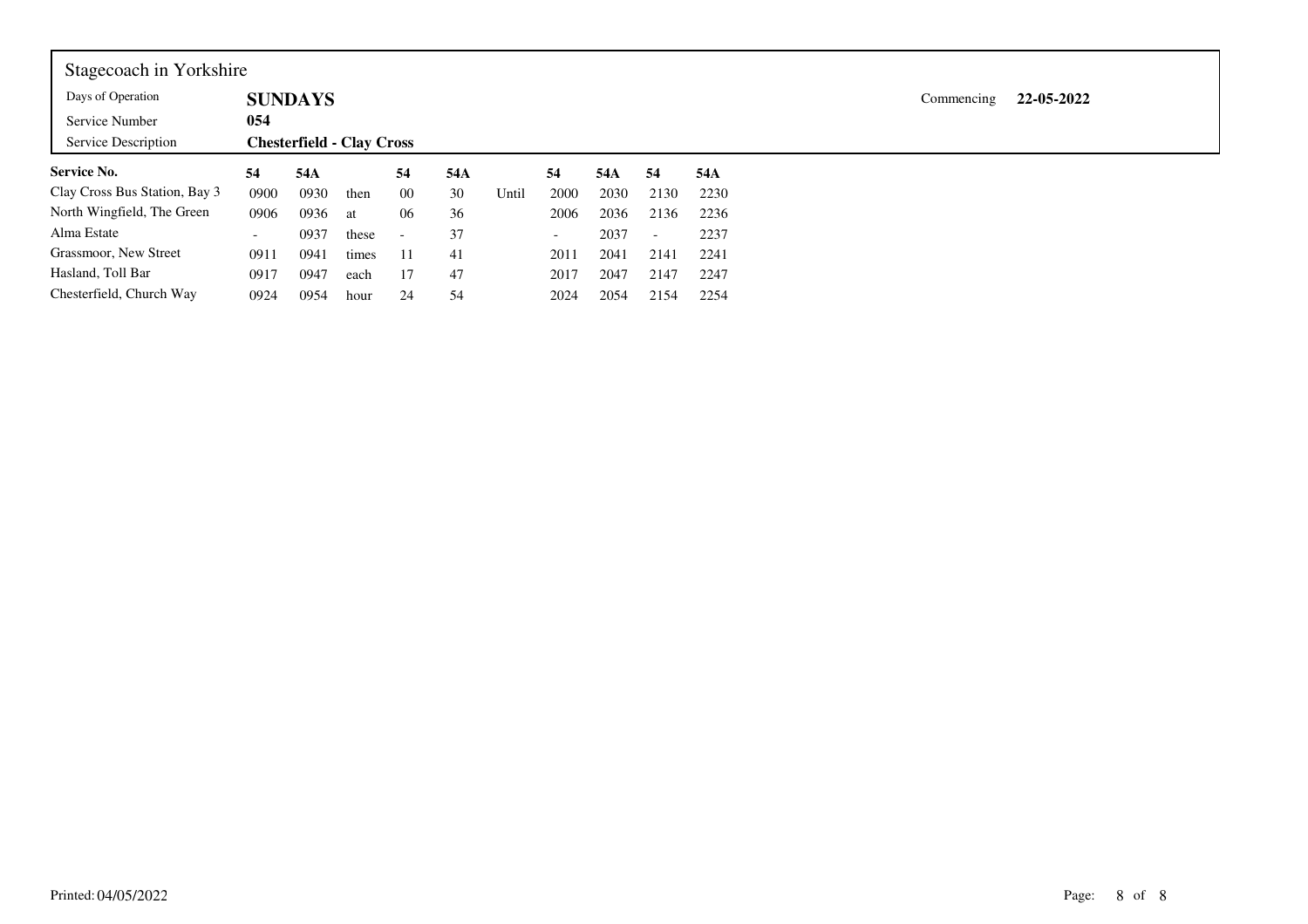Stagecoach in Yorkshire

| | | | |
|---|---|---|---|
| Days of Operation | **SUNDAYS** | Commencing | **22-05-2022** |
| Service Number | **054** | | |
| Service Description | **Chesterfield - Clay Cross** | | |

| **Service No.** | **54** | **54A** | | **54** | **54A** | | **54** | **54A** | **54** | **54A** |
|---|---|---|---|---|---|---|---|---|---|---|
| Clay Cross Bus Station, Bay 3 | 0900 | 0930 | then | 00 | 30 | Until | 2000 | 2030 | 2130 | 2230 |
| North Wingfield, The Green | 0906 | 0936 | at | 06 | 36 | | 2006 | 2036 | 2136 | 2236 |
| Alma Estate | - | 0937 | these | - | 37 | | - | 2037 | - | 2237 |
| Grassmoor, New Street | 0911 | 0941 | times | 11 | 41 | | 2011 | 2041 | 2141 | 2241 |
| Hasland, Toll Bar | 0917 | 0947 | each | 17 | 47 | | 2017 | 2047 | 2147 | 2247 |
| Chesterfield, Church Way | 0924 | 0954 | hour | 24 | 54 | | 2024 | 2054 | 2154 | 2254 |

Printed: 04/05/2022